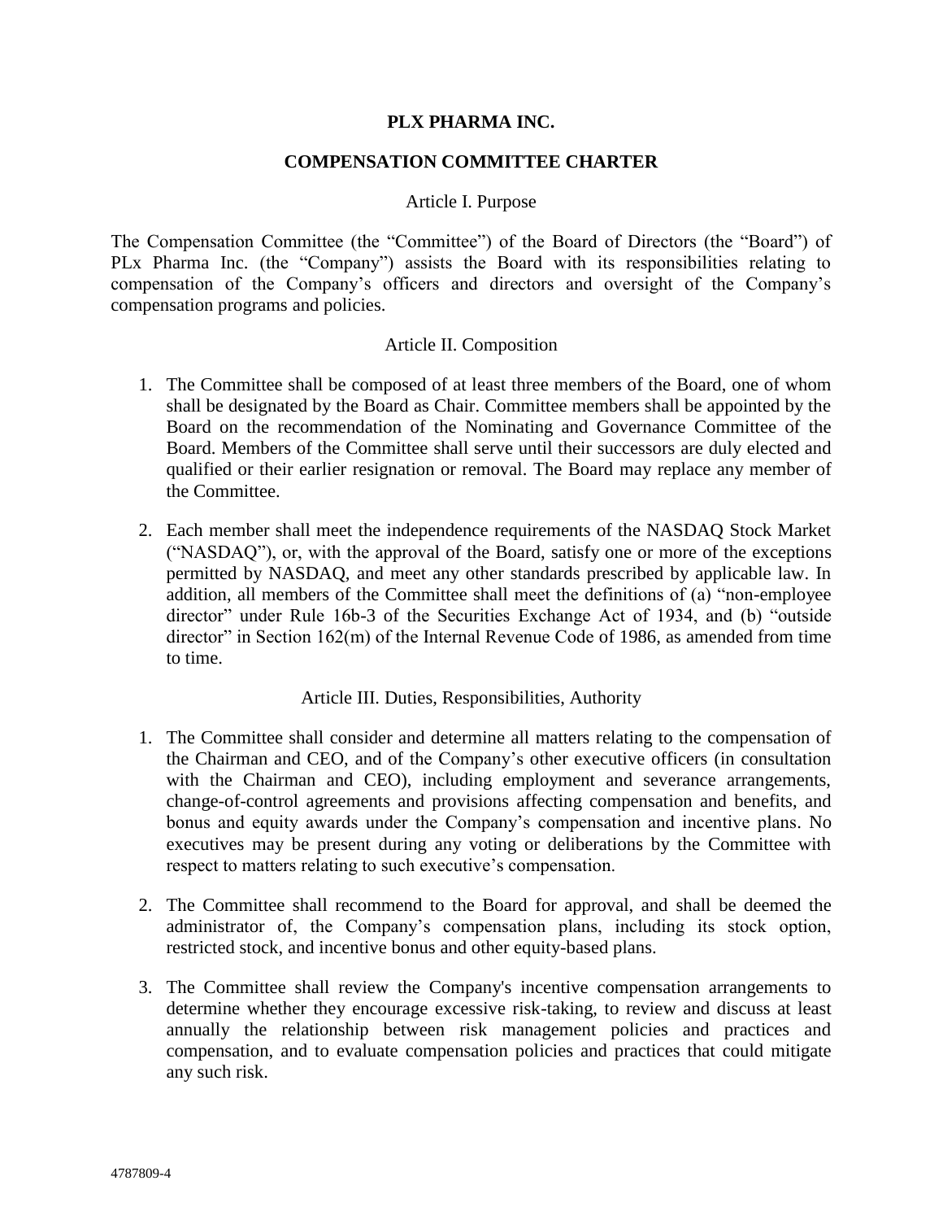# PLX PHARMA INC.

## COMPENSATION COMMITTEE CHARTER

### Article I. Purpose

The Compensation Committee (the "Committee") of the Board of Directors (the "Board") of PLx Pharma Inc. (the "Company") assists the Board with its responsibilities relating to compensation of the Company's officers and directors and oversight of the Company's compensation programs and policies.

### Article II. Composition

1. The Committee shall be composed of at least three members of the Board, one of whom shall be designated by the Board as Chair. Committee members shall be appointed by the Board on the recommendation of the Nominating and Governance Committee of the Board. Members of the Committee shall serve until their successors are duly elected and qualified or their earlier resignation or removal. The Board may replace any member of the Committee.

2. Each member shall meet the independence requirements of the NASDAQ Stock Market ("NASDAQ"), or, with the approval of the Board, satisfy one or more of the exceptions permitted by NASDAQ, and meet any other standards prescribed by applicable law. In addition, all members of the Committee shall meet the definitions of (a) "non-employee director" under Rule 16b-3 of the Securities Exchange Act of 1934, and (b) "outside director" in Section 162(m) of the Internal Revenue Code of 1986, as amended from time to time.

### Article III. Duties, Responsibilities, Authority

1. The Committee shall consider and determine all matters relating to the compensation of the Chairman and CEO, and of the Company's other executive officers (in consultation with the Chairman and CEO), including employment and severance arrangements, change-of-control agreements and provisions affecting compensation and benefits, and bonus and equity awards under the Company's compensation and incentive plans. No executives may be present during any voting or deliberations by the Committee with respect to matters relating to such executive's compensation.

2. The Committee shall recommend to the Board for approval, and shall be deemed the administrator of, the Company's compensation plans, including its stock option, restricted stock, and incentive bonus and other equity-based plans.

3. The Committee shall review the Company's incentive compensation arrangements to determine whether they encourage excessive risk-taking, to review and discuss at least annually the relationship between risk management policies and practices and compensation, and to evaluate compensation policies and practices that could mitigate any such risk.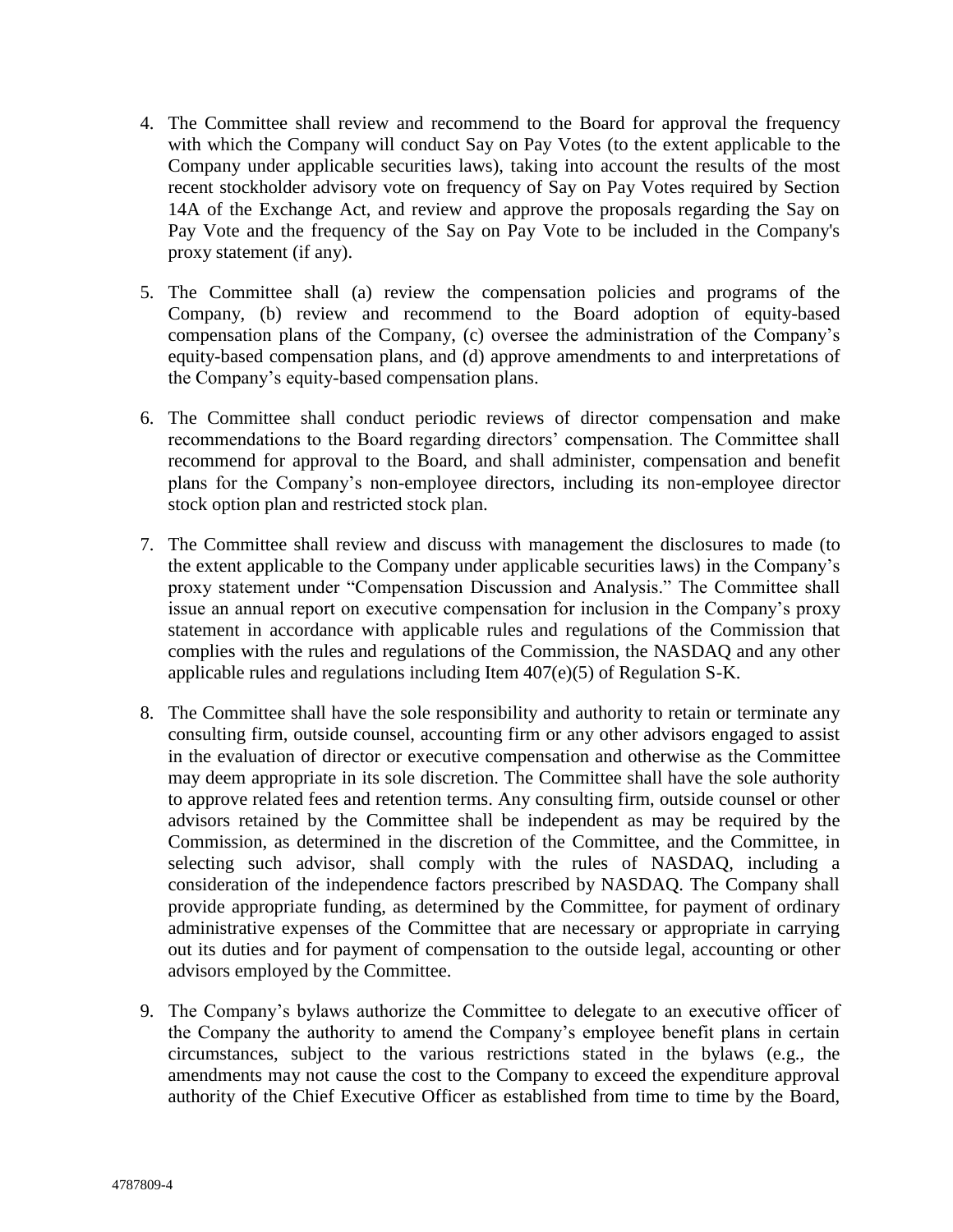4. The Committee shall review and recommend to the Board for approval the frequency with which the Company will conduct Say on Pay Votes (to the extent applicable to the Company under applicable securities laws), taking into account the results of the most recent stockholder advisory vote on frequency of Say on Pay Votes required by Section 14A of the Exchange Act, and review and approve the proposals regarding the Say on Pay Vote and the frequency of the Say on Pay Vote to be included in the Company's proxy statement (if any).

5. The Committee shall (a) review the compensation policies and programs of the Company, (b) review and recommend to the Board adoption of equity-based compensation plans of the Company, (c) oversee the administration of the Company's equity-based compensation plans, and (d) approve amendments to and interpretations of the Company's equity-based compensation plans.

6. The Committee shall conduct periodic reviews of director compensation and make recommendations to the Board regarding directors' compensation. The Committee shall recommend for approval to the Board, and shall administer, compensation and benefit plans for the Company's non-employee directors, including its non-employee director stock option plan and restricted stock plan.

7. The Committee shall review and discuss with management the disclosures to made (to the extent applicable to the Company under applicable securities laws) in the Company's proxy statement under "Compensation Discussion and Analysis." The Committee shall issue an annual report on executive compensation for inclusion in the Company's proxy statement in accordance with applicable rules and regulations of the Commission that complies with the rules and regulations of the Commission, the NASDAQ and any other applicable rules and regulations including Item 407(e)(5) of Regulation S-K.

8. The Committee shall have the sole responsibility and authority to retain or terminate any consulting firm, outside counsel, accounting firm or any other advisors engaged to assist in the evaluation of director or executive compensation and otherwise as the Committee may deem appropriate in its sole discretion. The Committee shall have the sole authority to approve related fees and retention terms. Any consulting firm, outside counsel or other advisors retained by the Committee shall be independent as may be required by the Commission, as determined in the discretion of the Committee, and the Committee, in selecting such advisor, shall comply with the rules of NASDAQ, including a consideration of the independence factors prescribed by NASDAQ. The Company shall provide appropriate funding, as determined by the Committee, for payment of ordinary administrative expenses of the Committee that are necessary or appropriate in carrying out its duties and for payment of compensation to the outside legal, accounting or other advisors employed by the Committee.

9. The Company's bylaws authorize the Committee to delegate to an executive officer of the Company the authority to amend the Company's employee benefit plans in certain circumstances, subject to the various restrictions stated in the bylaws (e.g., the amendments may not cause the cost to the Company to exceed the expenditure approval authority of the Chief Executive Officer as established from time to time by the Board,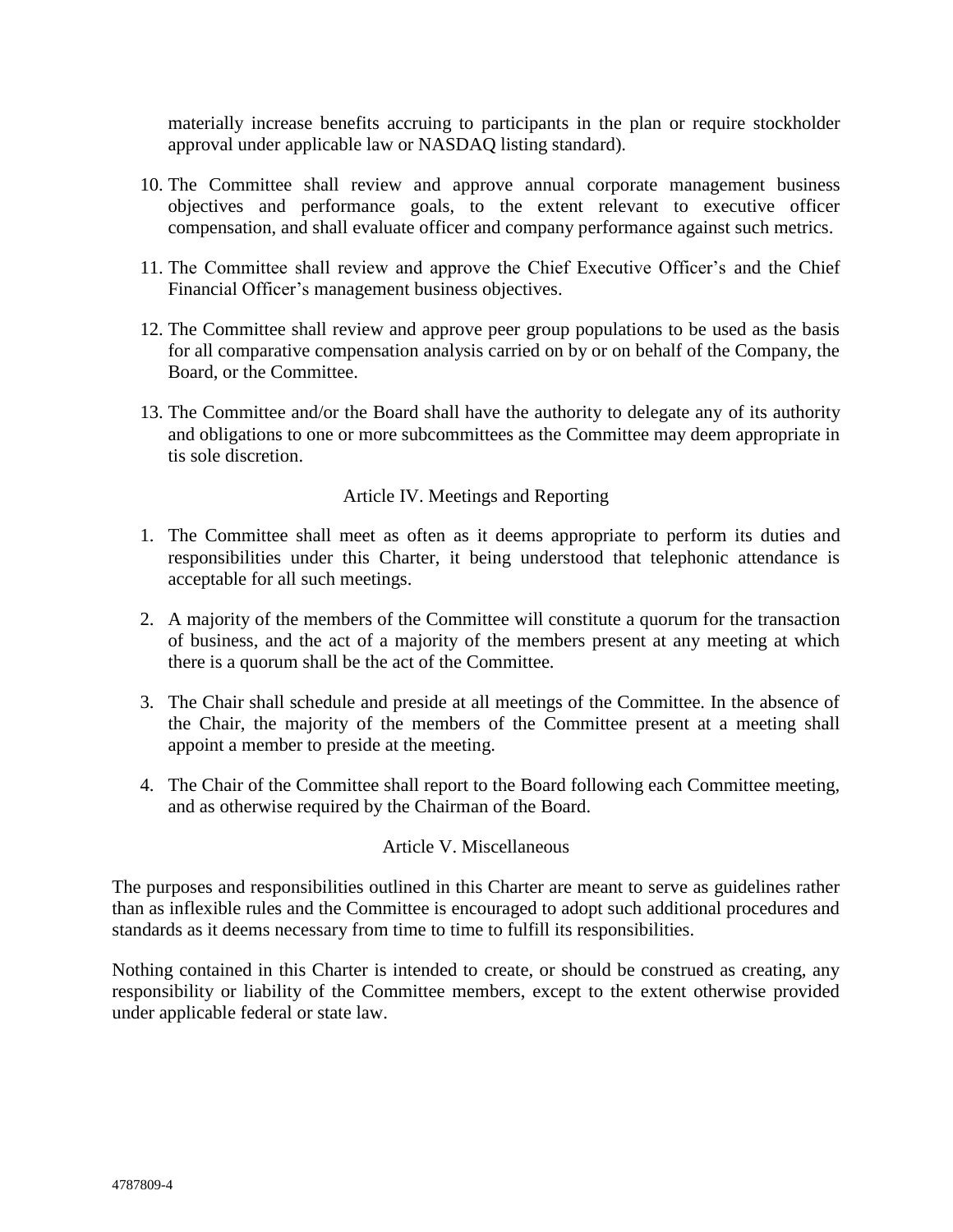materially increase benefits accruing to participants in the plan or require stockholder approval under applicable law or NASDAQ listing standard).

10. The Committee shall review and approve annual corporate management business objectives and performance goals, to the extent relevant to executive officer compensation, and shall evaluate officer and company performance against such metrics.

11. The Committee shall review and approve the Chief Executive Officer's and the Chief Financial Officer's management business objectives.

12. The Committee shall review and approve peer group populations to be used as the basis for all comparative compensation analysis carried on by or on behalf of the Company, the Board, or the Committee.

13. The Committee and/or the Board shall have the authority to delegate any of its authority and obligations to one or more subcommittees as the Committee may deem appropriate in tis sole discretion.

## Article IV. Meetings and Reporting

1. The Committee shall meet as often as it deems appropriate to perform its duties and responsibilities under this Charter, it being understood that telephonic attendance is acceptable for all such meetings.

2. A majority of the members of the Committee will constitute a quorum for the transaction of business, and the act of a majority of the members present at any meeting at which there is a quorum shall be the act of the Committee.

3. The Chair shall schedule and preside at all meetings of the Committee. In the absence of the Chair, the majority of the members of the Committee present at a meeting shall appoint a member to preside at the meeting.

4. The Chair of the Committee shall report to the Board following each Committee meeting, and as otherwise required by the Chairman of the Board.

## Article V. Miscellaneous

The purposes and responsibilities outlined in this Charter are meant to serve as guidelines rather than as inflexible rules and the Committee is encouraged to adopt such additional procedures and standards as it deems necessary from time to time to fulfill its responsibilities.

Nothing contained in this Charter is intended to create, or should be construed as creating, any responsibility or liability of the Committee members, except to the extent otherwise provided under applicable federal or state law.

4787809-4